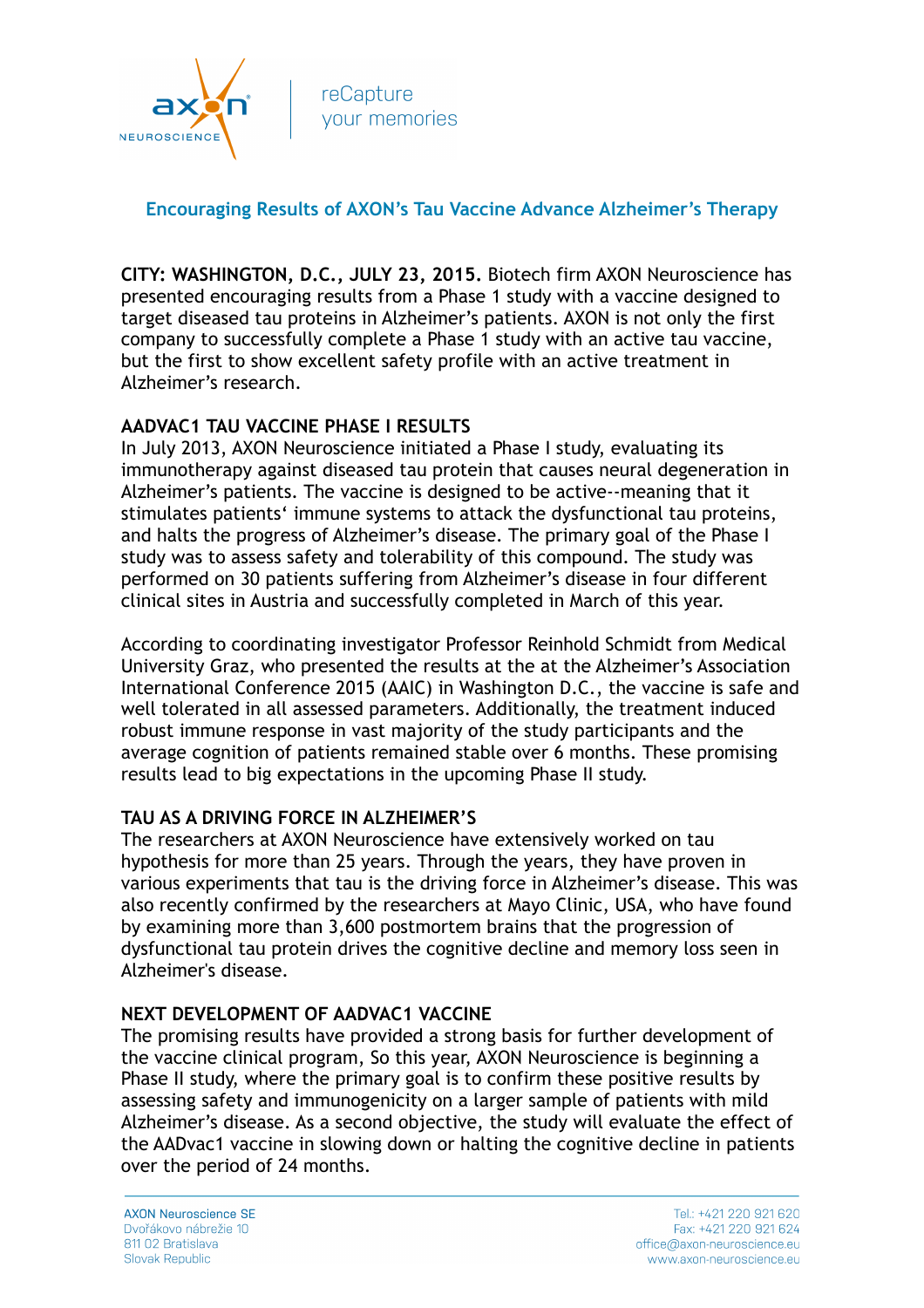reCapture
your memories

## Encouraging Results of AXON's Tau Vaccine Advance Alzheimer's Therapy

**CITY: WASHINGTON, D.C., JULY 23, 2015.** Biotech firm AXON Neuroscience has presented encouraging results from a Phase 1 study with a vaccine designed to target diseased tau proteins in Alzheimer's patients. AXON is not only the first company to successfully complete a Phase 1 study with an active tau vaccine, but the first to show excellent safety profile with an active treatment in Alzheimer's research.

### AADVAC1 TAU VACCINE PHASE I RESULTS

In July 2013, AXON Neuroscience initiated a Phase I study, evaluating its immunotherapy against diseased tau protein that causes neural degeneration in Alzheimer's patients. The vaccine is designed to be active--meaning that it stimulates patients' immune systems to attack the dysfunctional tau proteins, and halts the progress of Alzheimer's disease. The primary goal of the Phase I study was to assess safety and tolerability of this compound. The study was performed on 30 patients suffering from Alzheimer's disease in four different clinical sites in Austria and successfully completed in March of this year.

According to coordinating investigator Professor Reinhold Schmidt from Medical University Graz, who presented the results at the at the Alzheimer's Association International Conference 2015 (AAIC) in Washington D.C., the vaccine is safe and well tolerated in all assessed parameters. Additionally, the treatment induced robust immune response in vast majority of the study participants and the average cognition of patients remained stable over 6 months. These promising results lead to big expectations in the upcoming Phase II study.

### TAU AS A DRIVING FORCE IN ALZHEIMER'S

The researchers at AXON Neuroscience have extensively worked on tau hypothesis for more than 25 years. Through the years, they have proven in various experiments that tau is the driving force in Alzheimer's disease. This was also recently confirmed by the researchers at Mayo Clinic, USA, who have found by examining more than 3,600 postmortem brains that the progression of dysfunctional tau protein drives the cognitive decline and memory loss seen in Alzheimer's disease.

### NEXT DEVELOPMENT OF AADVAC1 VACCINE

The promising results have provided a strong basis for further development of the vaccine clinical program, So this year, AXON Neuroscience is beginning a Phase II study, where the primary goal is to confirm these positive results by assessing safety and immunogenicity on a larger sample of patients with mild Alzheimer's disease. As a second objective, the study will evaluate the effect of the AADvac1 vaccine in slowing down or halting the cognitive decline in patients over the period of 24 months.

AXON Neuroscience SE
Dvořákovo nábrežie 10
811 02 Bratislava
Slovak Republic

Tel.: +421 220 921 620
Fax: +421 220 921 624
office@axon-neuroscience.eu
www.axon-neuroscience.eu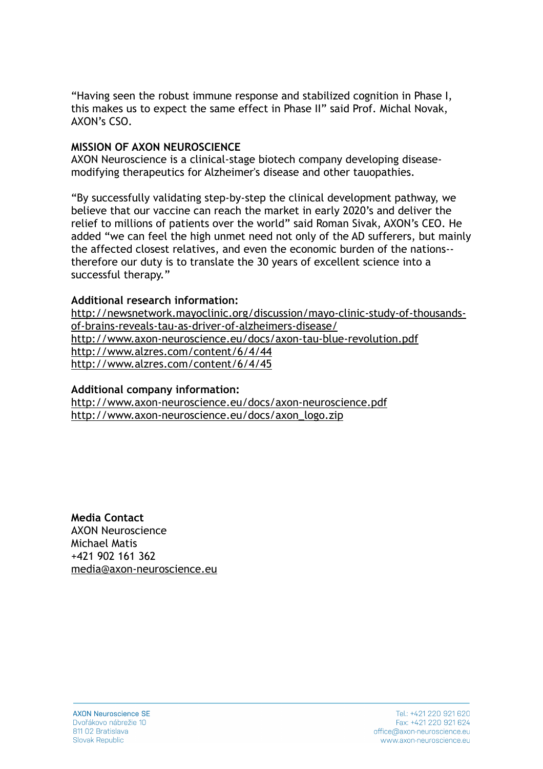"Having seen the robust immune response and stabilized cognition in Phase I, this makes us to expect the same effect in Phase II" said Prof. Michal Novak, AXON's CSO.

**MISSION OF AXON NEUROSCIENCE**

AXON Neuroscience is a clinical-stage biotech company developing disease-modifying therapeutics for Alzheimer's disease and other tauopathies.

"By successfully validating step-by-step the clinical development pathway, we believe that our vaccine can reach the market in early 2020's and deliver the relief to millions of patients over the world" said Roman Sivak, AXON's CEO. He added "we can feel the high unmet need not only of the AD sufferers, but mainly the affected closest relatives, and even the economic burden of the nations--therefore our duty is to translate the 30 years of excellent science into a successful therapy."

**Additional research information:**

http://newsnetwork.mayoclinic.org/discussion/mayo-clinic-study-of-thousands-of-brains-reveals-tau-as-driver-of-alzheimers-disease/
http://www.axon-neuroscience.eu/docs/axon-tau-blue-revolution.pdf
http://www.alzres.com/content/6/4/44
http://www.alzres.com/content/6/4/45

**Additional company information:**

http://www.axon-neuroscience.eu/docs/axon-neuroscience.pdf
http://www.axon-neuroscience.eu/docs/axon_logo.zip

**Media Contact**
AXON Neuroscience
Michael Matis
+421 902 161 362
media@axon-neuroscience.eu

AXON Neuroscience SE
Dvořákovo nábrežie 10
811 02 Bratislava
Slovak Republic

Tel.: +421 220 921 620
Fax: +421 220 921 624
office@axon-neuroscience.eu
www.axon-neuroscience.eu